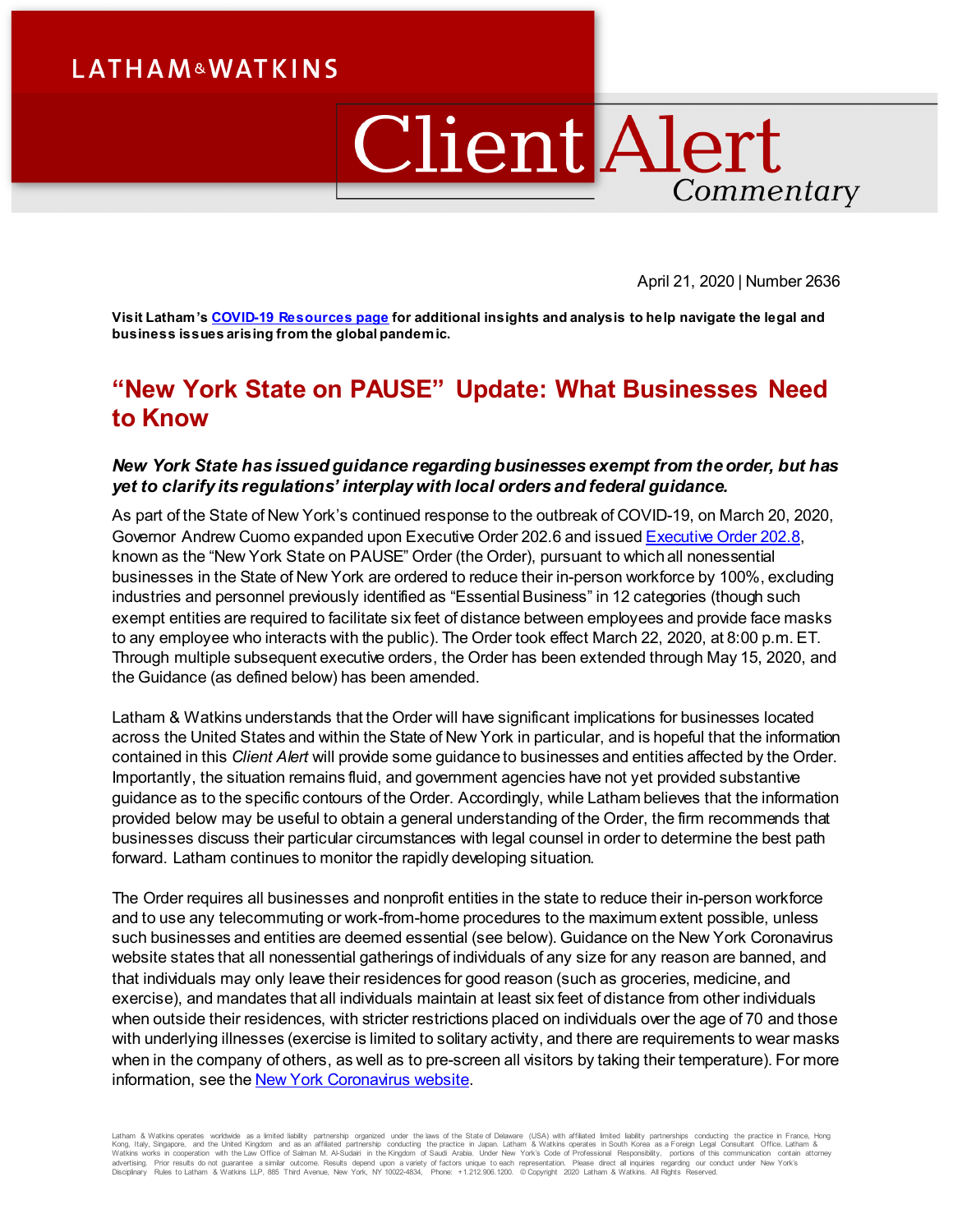LATHAM&WATKINS

# Client Alert

*Commentary*

April 21, 2020 | Number 2636

**Visit Latham's [COVID-19 Resources page](#) for additional insights and analysis to help navigate the legal and business issues arising from the global pandemic.**

# "New York State on PAUSE" Update: What Businesses Need to Know

***New York State has issued guidance regarding businesses exempt from the order, but has yet to clarify its regulations' interplay with local orders and federal guidance.***

As part of the State of New York's continued response to the outbreak of COVID-19, on March 20, 2020, Governor Andrew Cuomo expanded upon Executive Order 202.6 and issued [Executive Order 202.8](#), known as the "New York State on PAUSE" Order (the Order), pursuant to which all nonessential businesses in the State of New York are ordered to reduce their in-person workforce by 100%, excluding industries and personnel previously identified as "Essential Business" in 12 categories (though such exempt entities are required to facilitate six feet of distance between employees and provide face masks to any employee who interacts with the public). The Order took effect March 22, 2020, at 8:00 p.m. ET. Through multiple subsequent executive orders, the Order has been extended through May 15, 2020, and the Guidance (as defined below) has been amended.

Latham & Watkins understands that the Order will have significant implications for businesses located across the United States and within the State of New York in particular, and is hopeful that the information contained in this *Client Alert* will provide some guidance to businesses and entities affected by the Order. Importantly, the situation remains fluid, and government agencies have not yet provided substantive guidance as to the specific contours of the Order. Accordingly, while Latham believes that the information provided below may be useful to obtain a general understanding of the Order, the firm recommends that businesses discuss their particular circumstances with legal counsel in order to determine the best path forward. Latham continues to monitor the rapidly developing situation.

The Order requires all businesses and nonprofit entities in the state to reduce their in-person workforce and to use any telecommuting or work-from-home procedures to the maximum extent possible, unless such businesses and entities are deemed essential (see below). Guidance on the New York Coronavirus website states that all nonessential gatherings of individuals of any size for any reason are banned, and that individuals may only leave their residences for good reason (such as groceries, medicine, and exercise), and mandates that all individuals maintain at least six feet of distance from other individuals when outside their residences, with stricter restrictions placed on individuals over the age of 70 and those with underlying illnesses (exercise is limited to solitary activity, and there are requirements to wear masks when in the company of others, as well as to pre-screen all visitors by taking their temperature). For more information, see the [New York Coronavirus website](#).

Latham & Watkins operates worldwide as a limited liability partnership organized under the laws of the State of Delaware (USA) with affiliated limited liability partnerships conducting the practice in France, Hong Kong, Italy, Singapore, and the United Kingdom and as an affiliated partnership conducting the practice in Japan. Latham & Watkins operates in South Korea as a Foreign Legal Consultant Office. Latham & Watkins works in cooperation with the Law Office of Salman M. Al-Sudairi in the Kingdom of Saudi Arabia. Under New York's Code of Professional Responsibility, portions of this communication contain attorney advertising. Prior results do not guarantee a similar outcome. Results depend upon a variety of factors unique to each representation. Please direct all inquiries regarding our conduct under New York's Disciplinary Rules to Latham & Watkins LLP, 885 Third Avenue, New York, NY 10022-4834, Phone: +1.212.906.1200. © Copyright 2020 Latham & Watkins. All Rights Reserved.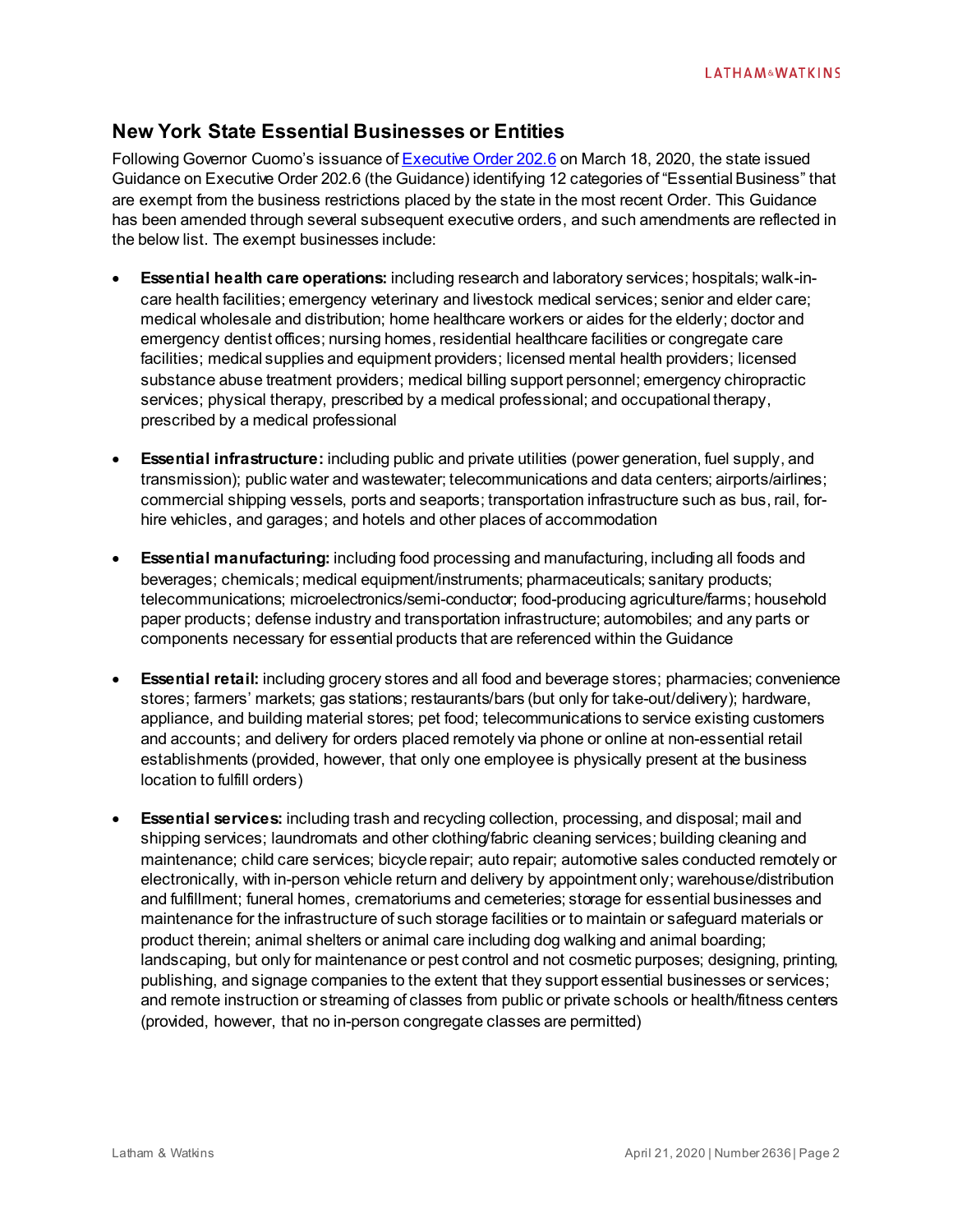## New York State Essential Businesses or Entities

Following Governor Cuomo's issuance of [Executive Order 202.6](#) on March 18, 2020, the state issued Guidance on Executive Order 202.6 (the Guidance) identifying 12 categories of "Essential Business" that are exempt from the business restrictions placed by the state in the most recent Order. This Guidance has been amended through several subsequent executive orders, and such amendments are reflected in the below list. The exempt businesses include:

- **Essential health care operations:** including research and laboratory services; hospitals; walk-in-care health facilities; emergency veterinary and livestock medical services; senior and elder care; medical wholesale and distribution; home healthcare workers or aides for the elderly; doctor and emergency dentist offices; nursing homes, residential healthcare facilities or congregate care facilities; medical supplies and equipment providers; licensed mental health providers; licensed substance abuse treatment providers; medical billing support personnel; emergency chiropractic services; physical therapy, prescribed by a medical professional; and occupational therapy, prescribed by a medical professional

- **Essential infrastructure:** including public and private utilities (power generation, fuel supply, and transmission); public water and wastewater; telecommunications and data centers; airports/airlines; commercial shipping vessels, ports and seaports; transportation infrastructure such as bus, rail, for-hire vehicles, and garages; and hotels and other places of accommodation

- **Essential manufacturing:** including food processing and manufacturing, including all foods and beverages; chemicals; medical equipment/instruments; pharmaceuticals; sanitary products; telecommunications; microelectronics/semi-conductor; food-producing agriculture/farms; household paper products; defense industry and transportation infrastructure; automobiles; and any parts or components necessary for essential products that are referenced within the Guidance

- **Essential retail:** including grocery stores and all food and beverage stores; pharmacies; convenience stores; farmers' markets; gas stations; restaurants/bars (but only for take-out/delivery); hardware, appliance, and building material stores; pet food; telecommunications to service existing customers and accounts; and delivery for orders placed remotely via phone or online at non-essential retail establishments (provided, however, that only one employee is physically present at the business location to fulfill orders)

- **Essential services:** including trash and recycling collection, processing, and disposal; mail and shipping services; laundromats and other clothing/fabric cleaning services; building cleaning and maintenance; child care services; bicycle repair; auto repair; automotive sales conducted remotely or electronically, with in-person vehicle return and delivery by appointment only; warehouse/distribution and fulfillment; funeral homes, crematoriums and cemeteries; storage for essential businesses and maintenance for the infrastructure of such storage facilities or to maintain or safeguard materials or product therein; animal shelters or animal care including dog walking and animal boarding; landscaping, but only for maintenance or pest control and not cosmetic purposes; designing, printing, publishing, and signage companies to the extent that they support essential businesses or services; and remote instruction or streaming of classes from public or private schools or health/fitness centers (provided, however, that no in-person congregate classes are permitted)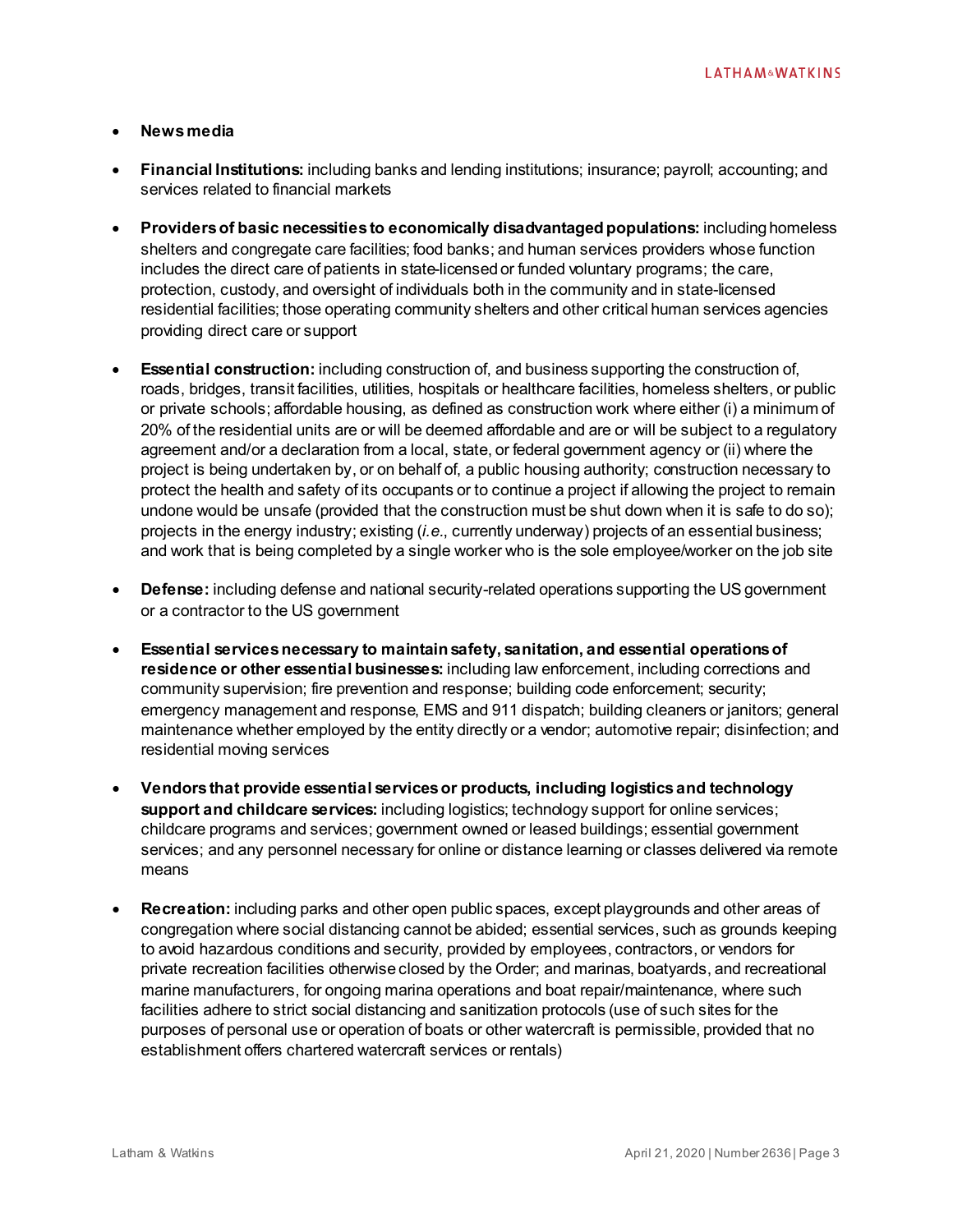- **News media**
- **Financial Institutions:** including banks and lending institutions; insurance; payroll; accounting; and services related to financial markets
- **Providers of basic necessities to economically disadvantaged populations:** including homeless shelters and congregate care facilities; food banks; and human services providers whose function includes the direct care of patients in state-licensed or funded voluntary programs; the care, protection, custody, and oversight of individuals both in the community and in state-licensed residential facilities; those operating community shelters and other critical human services agencies providing direct care or support
- **Essential construction:** including construction of, and business supporting the construction of, roads, bridges, transit facilities, utilities, hospitals or healthcare facilities, homeless shelters, or public or private schools; affordable housing, as defined as construction work where either (i) a minimum of 20% of the residential units are or will be deemed affordable and are or will be subject to a regulatory agreement and/or a declaration from a local, state, or federal government agency or (ii) where the project is being undertaken by, or on behalf of, a public housing authority; construction necessary to protect the health and safety of its occupants or to continue a project if allowing the project to remain undone would be unsafe (provided that the construction must be shut down when it is safe to do so); projects in the energy industry; existing (*i.e*., currently underway) projects of an essential business; and work that is being completed by a single worker who is the sole employee/worker on the job site
- **Defense:** including defense and national security-related operations supporting the US government or a contractor to the US government
- **Essential services necessary to maintain safety, sanitation, and essential operations of residence or other essential businesses:** including law enforcement, including corrections and community supervision; fire prevention and response; building code enforcement; security; emergency management and response, EMS and 911 dispatch; building cleaners or janitors; general maintenance whether employed by the entity directly or a vendor; automotive repair; disinfection; and residential moving services
- **Vendors that provide essential services or products, including logistics and technology support and childcare services:** including logistics; technology support for online services; childcare programs and services; government owned or leased buildings; essential government services; and any personnel necessary for online or distance learning or classes delivered via remote means
- **Recreation:** including parks and other open public spaces, except playgrounds and other areas of congregation where social distancing cannot be abided; essential services, such as grounds keeping to avoid hazardous conditions and security, provided by employees, contractors, or vendors for private recreation facilities otherwise closed by the Order; and marinas, boatyards, and recreational marine manufacturers, for ongoing marina operations and boat repair/maintenance, where such facilities adhere to strict social distancing and sanitization protocols (use of such sites for the purposes of personal use or operation of boats or other watercraft is permissible, provided that no establishment offers chartered watercraft services or rentals)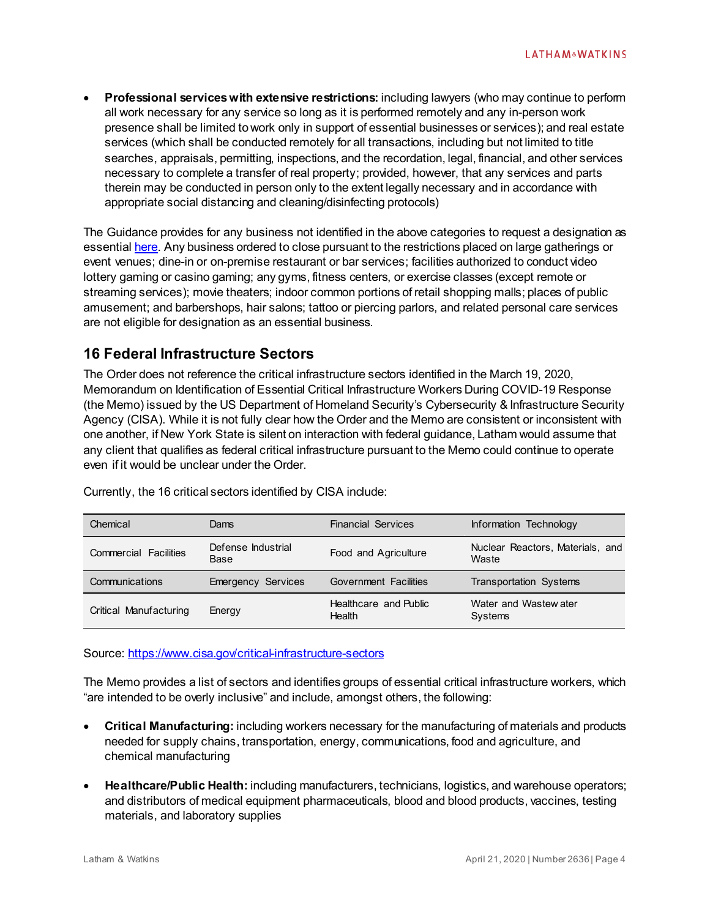- **Professional services with extensive restrictions:** including lawyers (who may continue to perform all work necessary for any service so long as it is performed remotely and any in-person work presence shall be limited to work only in support of essential businesses or services); and real estate services (which shall be conducted remotely for all transactions, including but not limited to title searches, appraisals, permitting, inspections, and the recordation, legal, financial, and other services necessary to complete a transfer of real property; provided, however, that any services and parts therein may be conducted in person only to the extent legally necessary and in accordance with appropriate social distancing and cleaning/disinfecting protocols)

The Guidance provides for any business not identified in the above categories to request a designation as essential [here](). Any business ordered to close pursuant to the restrictions placed on large gatherings or event venues; dine-in or on-premise restaurant or bar services; facilities authorized to conduct video lottery gaming or casino gaming; any gyms, fitness centers, or exercise classes (except remote or streaming services); movie theaters; indoor common portions of retail shopping malls; places of public amusement; and barbershops, hair salons; tattoo or piercing parlors, and related personal care services are not eligible for designation as an essential business.

## 16 Federal Infrastructure Sectors

The Order does not reference the critical infrastructure sectors identified in the March 19, 2020, Memorandum on Identification of Essential Critical Infrastructure Workers During COVID-19 Response (the Memo) issued by the US Department of Homeland Security's Cybersecurity & Infrastructure Security Agency (CISA). While it is not fully clear how the Order and the Memo are consistent or inconsistent with one another, if New York State is silent on interaction with federal guidance, Latham would assume that any client that qualifies as federal critical infrastructure pursuant to the Memo could continue to operate even if it would be unclear under the Order.

Currently, the 16 critical sectors identified by CISA include:

| Chemical | Dams | Financial Services | Information Technology |
|---|---|---|---|
| Commercial Facilities | Defense Industrial Base | Food and Agriculture | Nuclear Reactors, Materials, and Waste |
| Communications | Emergency Services | Government Facilities | Transportation Systems |
| Critical Manufacturing | Energy | Healthcare and Public Health | Water and Wastewater Systems |

Source: https://www.cisa.gov/critical-infrastructure-sectors

The Memo provides a list of sectors and identifies groups of essential critical infrastructure workers, which "are intended to be overly inclusive" and include, amongst others, the following:

- **Critical Manufacturing:** including workers necessary for the manufacturing of materials and products needed for supply chains, transportation, energy, communications, food and agriculture, and chemical manufacturing

- **Healthcare/Public Health:** including manufacturers, technicians, logistics, and warehouse operators; and distributors of medical equipment pharmaceuticals, blood and blood products, vaccines, testing materials, and laboratory supplies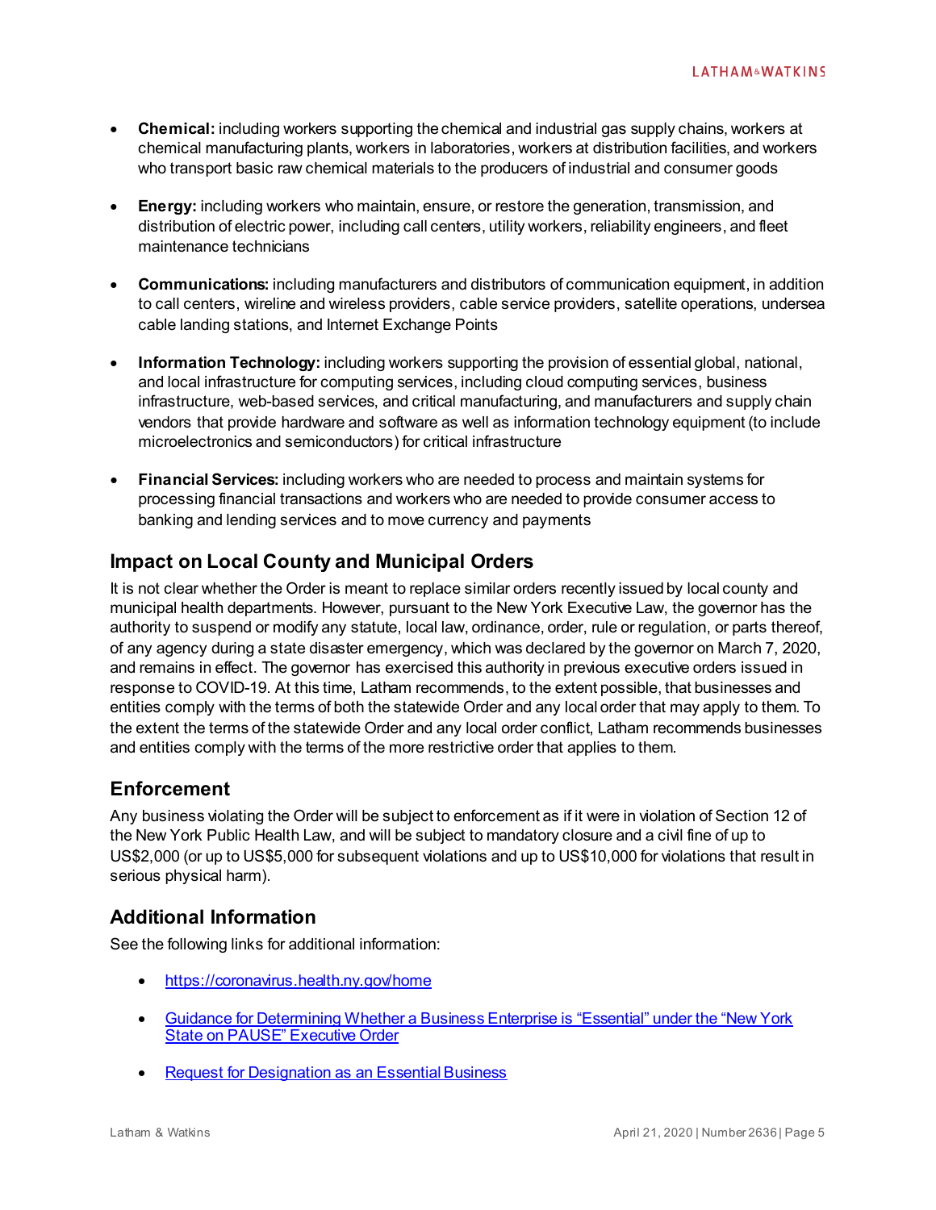- **Chemical:** including workers supporting the chemical and industrial gas supply chains, workers at chemical manufacturing plants, workers in laboratories, workers at distribution facilities, and workers who transport basic raw chemical materials to the producers of industrial and consumer goods
- **Energy:** including workers who maintain, ensure, or restore the generation, transmission, and distribution of electric power, including call centers, utility workers, reliability engineers, and fleet maintenance technicians
- **Communications:** including manufacturers and distributors of communication equipment, in addition to call centers, wireline and wireless providers, cable service providers, satellite operations, undersea cable landing stations, and Internet Exchange Points
- **Information Technology:** including workers supporting the provision of essential global, national, and local infrastructure for computing services, including cloud computing services, business infrastructure, web-based services, and critical manufacturing, and manufacturers and supply chain vendors that provide hardware and software as well as information technology equipment (to include microelectronics and semiconductors) for critical infrastructure
- **Financial Services:** including workers who are needed to process and maintain systems for processing financial transactions and workers who are needed to provide consumer access to banking and lending services and to move currency and payments

## Impact on Local County and Municipal Orders

It is not clear whether the Order is meant to replace similar orders recently issued by local county and municipal health departments. However, pursuant to the New York Executive Law, the governor has the authority to suspend or modify any statute, local law, ordinance, order, rule or regulation, or parts thereof, of any agency during a state disaster emergency, which was declared by the governor on March 7, 2020, and remains in effect. The governor has exercised this authority in previous executive orders issued in response to COVID-19. At this time, Latham recommends, to the extent possible, that businesses and entities comply with the terms of both the statewide Order and any local order that may apply to them. To the extent the terms of the statewide Order and any local order conflict, Latham recommends businesses and entities comply with the terms of the more restrictive order that applies to them.

## Enforcement

Any business violating the Order will be subject to enforcement as if it were in violation of Section 12 of the New York Public Health Law, and will be subject to mandatory closure and a civil fine of up to US$2,000 (or up to US$5,000 for subsequent violations and up to US$10,000 for violations that result in serious physical harm).

## Additional Information

See the following links for additional information:

- https://coronavirus.health.ny.gov/home
- Guidance for Determining Whether a Business Enterprise is "Essential" under the "New York State on PAUSE" Executive Order
- Request for Designation as an Essential Business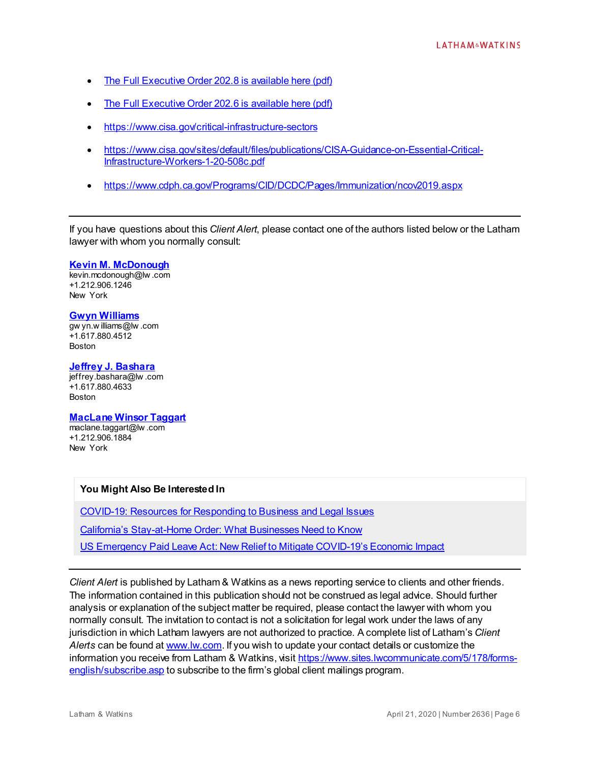- The Full Executive Order 202.8 is available here (pdf)
- The Full Executive Order 202.6 is available here (pdf)
- https://www.cisa.gov/critical-infrastructure-sectors
- https://www.cisa.gov/sites/default/files/publications/CISA-Guidance-on-Essential-Critical-Infrastructure-Workers-1-20-508c.pdf
- https://www.cdph.ca.gov/Programs/CID/DCDC/Pages/Immunization/ncov2019.aspx

---

If you have questions about this *Client Alert*, please contact one of the authors listed below or the Latham lawyer with whom you normally consult:

**Kevin M. McDonough**
kevin.mcdonough@lw.com
+1.212.906.1246
New York

**Gwyn Williams**
gwyn.williams@lw.com
+1.617.880.4512
Boston

**Jeffrey J. Bashara**
jeffrey.bashara@lw.com
+1.617.880.4633
Boston

**MacLane Winsor Taggart**
maclane.taggart@lw.com
+1.212.906.1884
New York

**You Might Also Be Interested In**

COVID-19: Resources for Responding to Business and Legal Issues

California's Stay-at-Home Order: What Businesses Need to Know

US Emergency Paid Leave Act: New Relief to Mitigate COVID-19's Economic Impact

---

*Client Alert* is published by Latham & Watkins as a news reporting service to clients and other friends. The information contained in this publication should not be construed as legal advice. Should further analysis or explanation of the subject matter be required, please contact the lawyer with whom you normally consult. The invitation to contact is not a solicitation for legal work under the laws of any jurisdiction in which Latham lawyers are not authorized to practice. A complete list of Latham's *Client Alerts* can be found at www.lw.com. If you wish to update your contact details or customize the information you receive from Latham & Watkins, visit https://www.sites.lwcommunicate.com/5/178/forms-english/subscribe.asp to subscribe to the firm's global client mailings program.